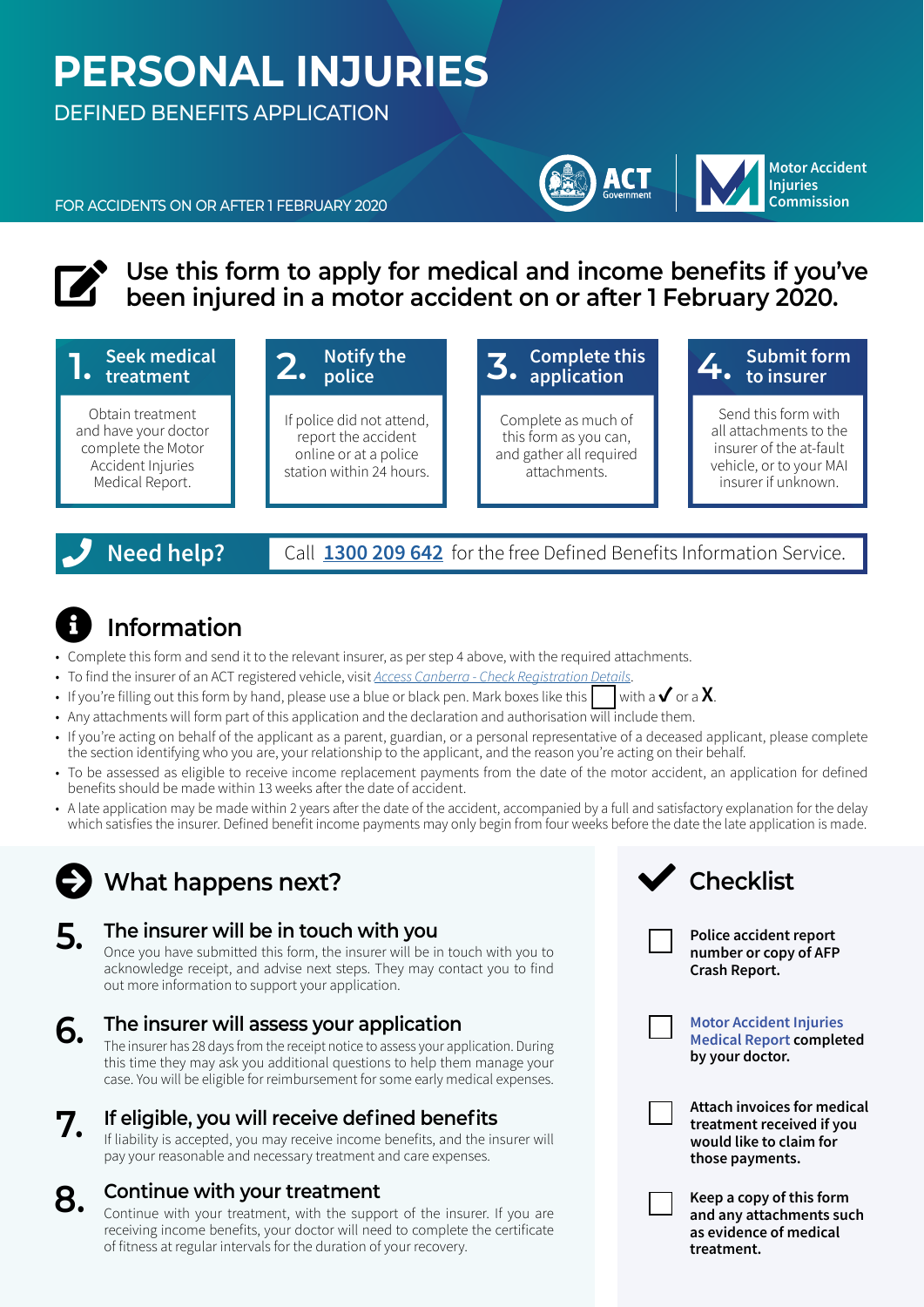# PERSONAL INJURIES

DEFINED BENEFITS APPLICATION

FOR ACCIDENTS ON OR AFTER 1 FEBRUARY 2020

ACT Government | Motor Accident Injuries Commission

## Use this form to apply for medical and income benefits if you've been injured in a motor accident on or after 1 February 2020.

**1. Seek medical treatment**

Obtain treatment and have your doctor complete the Motor Accident Injuries Medical Report.

**2. Notify the police**

If police did not attend, report the accident online or at a police station within 24 hours.

**3. Complete this application**

Complete as much of this form as you can, and gather all required attachments.

**4. Submit form to insurer**

Send this form with all attachments to the insurer of the at-fault vehicle, or to your MAI insurer if unknown.

**Need help?** Call **1300 209 642** for the free Defined Benefits Information Service.

## Information

- Complete this form and send it to the relevant insurer, as per step 4 above, with the required attachments.
- To find the insurer of an ACT registered vehicle, visit *Access Canberra - Check Registration Details*.
- If you're filling out this form by hand, please use a blue or black pen. Mark boxes like this ☐ with a ✓ or a X.
- Any attachments will form part of this application and the declaration and authorisation will include them.
- If you're acting on behalf of the applicant as a parent, guardian, or a personal representative of a deceased applicant, please complete the section identifying who you are, your relationship to the applicant, and the reason you're acting on their behalf.
- To be assessed as eligible to receive income replacement payments from the date of the motor accident, an application for defined benefits should be made within 13 weeks after the date of accident.
- A late application may be made within 2 years after the date of the accident, accompanied by a full and satisfactory explanation for the delay which satisfies the insurer. Defined benefit income payments may only begin from four weeks before the date the late application is made.

## What happens next?

### 5. The insurer will be in touch with you

Once you have submitted this form, the insurer will be in touch with you to acknowledge receipt, and advise next steps. They may contact you to find out more information to support your application.

### 6. The insurer will assess your application

The insurer has 28 days from the receipt notice to assess your application. During this time they may ask you additional questions to help them manage your case. You will be eligible for reimbursement for some early medical expenses.

### 7. If eligible, you will receive defined benefits

If liability is accepted, you may receive income benefits, and the insurer will pay your reasonable and necessary treatment and care expenses.

### 8. Continue with your treatment

Continue with your treatment, with the support of the insurer. If you are receiving income benefits, your doctor will need to complete the certificate of fitness at regular intervals for the duration of your recovery.

## Checklist

- ☐ **Police accident report number or copy of AFP Crash Report.**
- ☐ **Motor Accident Injuries Medical Report completed by your doctor.**
- ☐ **Attach invoices for medical treatment received if you would like to claim for those payments.**
- ☐ **Keep a copy of this form and any attachments such as evidence of medical treatment.**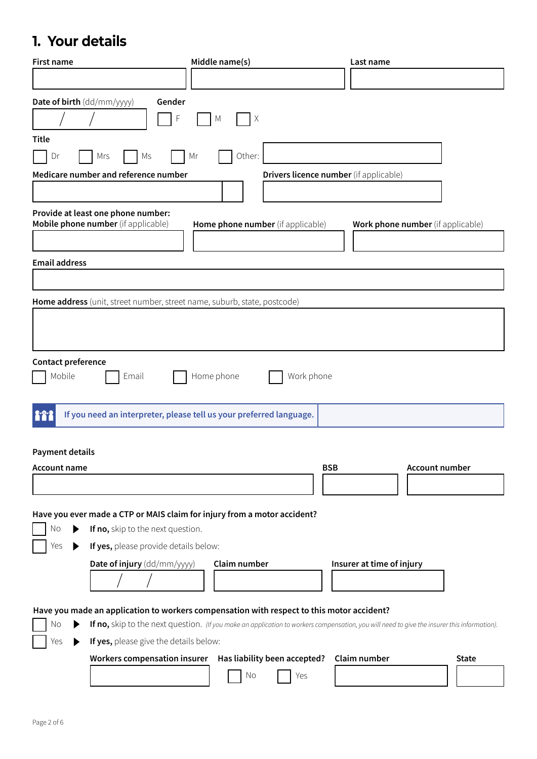# 1. Your details

**First name**

**Middle name(s)**

**Last name**

**Date of birth** (dd/mm/yyyy) / /

**Gender**

☐ F ☐ M ☐ X

**Title**

☐ Dr ☐ Mrs ☐ Ms ☐ Mr ☐ Other:

**Medicare number and reference number**

**Drivers licence number** (if applicable)

**Provide at least one phone number:**

**Mobile phone number** (if applicable)

**Home phone number** (if applicable)

**Work phone number** (if applicable)

**Email address**

**Home address** (unit, street number, street name, suburb, state, postcode)

**Contact preference**

☐ Mobile ☐ Email ☐ Home phone ☐ Work phone

**If you need an interpreter, please tell us your preferred language.**

**Payment details**

**Account name**

**BSB**

**Account number**

**Have you ever made a CTP or MAIS claim for injury from a motor accident?**

☐ No ▶ **If no,** skip to the next question.

☐ Yes ▶ **If yes,** please provide details below:

**Date of injury** (dd/mm/yyyy) / /

**Claim number**

**Insurer at time of injury**

**Have you made an application to workers compensation with respect to this motor accident?**

☐ No ▶ **If no,** skip to the next question. *(If you make an application to workers compensation, you will need to give the insurer this information).*

☐ Yes ▶ **If yes,** please give the details below:

**Workers compensation insurer**

**Has liability been accepted?** ☐ No ☐ Yes

**Claim number**

**State**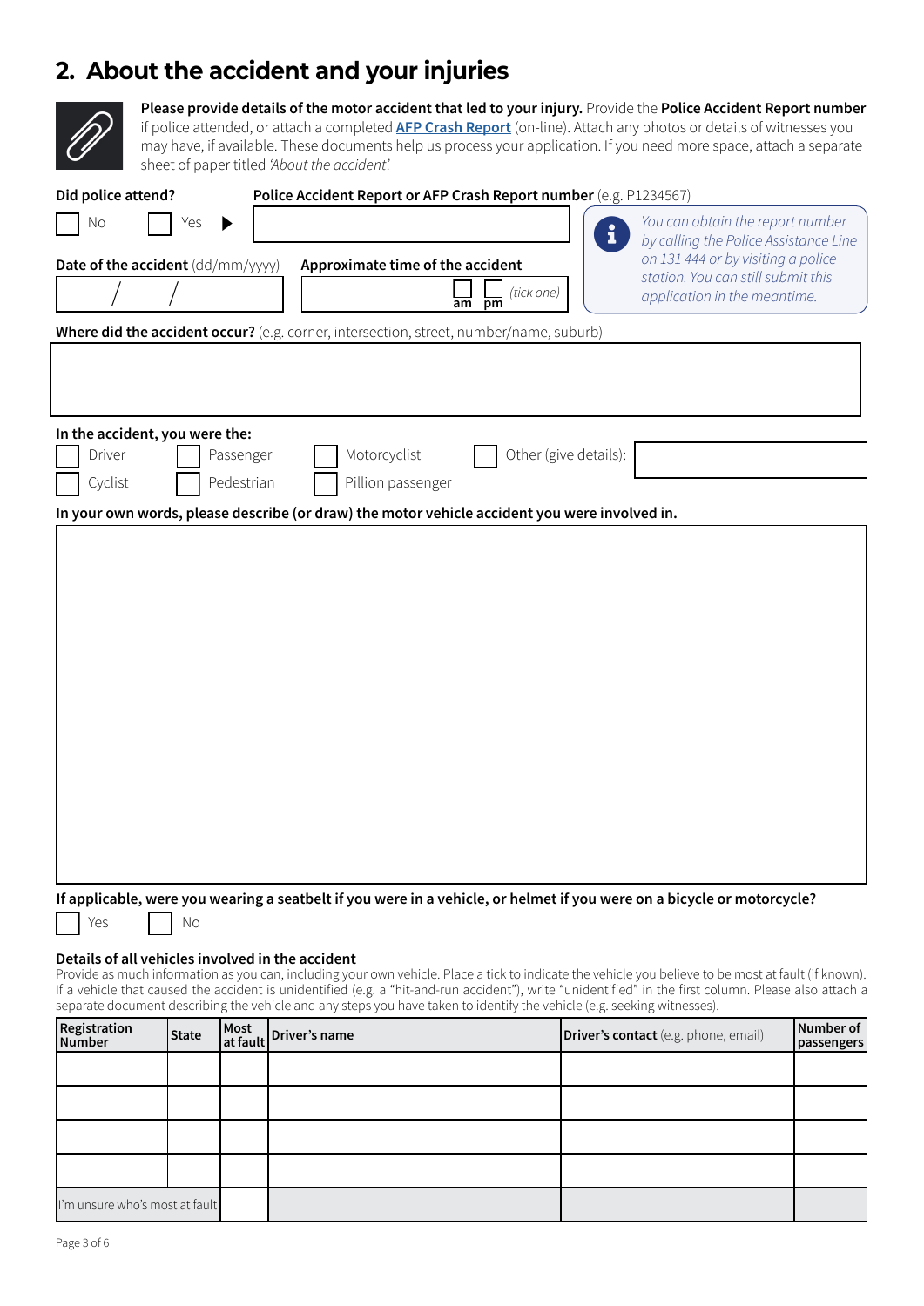## 2. About the accident and your injuries

**Please provide details of the motor accident that led to your injury.** Provide the **Police Accident Report number** if police attended, or attach a completed **AFP Crash Report** (on-line). Attach any photos or details of witnesses you may have, if available. These documents help us process your application. If you need more space, attach a separate sheet of paper titled *'About the accident'.*

**Did police attend?**

☐ No ☐ Yes ▶

**Police Accident Report or AFP Crash Report number** (e.g. P1234567)

*You can obtain the report number by calling the Police Assistance Line on 131 444 or by visiting a police station. You can still submit this application in the meantime.*

**Date of the accident** (dd/mm/yyyy)

/ /

**Approximate time of the accident**

☐ am ☐ pm *(tick one)*

**Where did the accident occur?** (e.g. corner, intersection, street, number/name, suburb)

**In the accident, you were the:**

☐ Driver ☐ Passenger ☐ Motorcyclist ☐ Other (give details):

☐ Cyclist ☐ Pedestrian ☐ Pillion passenger

**In your own words, please describe (or draw) the motor vehicle accident you were involved in.**

**If applicable, were you wearing a seatbelt if you were in a vehicle, or helmet if you were on a bicycle or motorcycle?**

☐ Yes ☐ No

**Details of all vehicles involved in the accident**

Provide as much information as you can, including your own vehicle. Place a tick to indicate the vehicle you believe to be most at fault (if known). If a vehicle that caused the accident is unidentified (e.g. a "hit-and-run accident"), write "unidentified" in the first column. Please also attach a separate document describing the vehicle and any steps you have taken to identify the vehicle (e.g. seeking witnesses).

| Registration Number | State | Most at fault | Driver's name | Driver's contact (e.g. phone, email) | Number of passengers |
|---|---|---|---|---|---|
| | | | | | |
| | | | | | |
| | | | | | |
| | | | | | |
| I'm unsure who's most at fault | | | | | |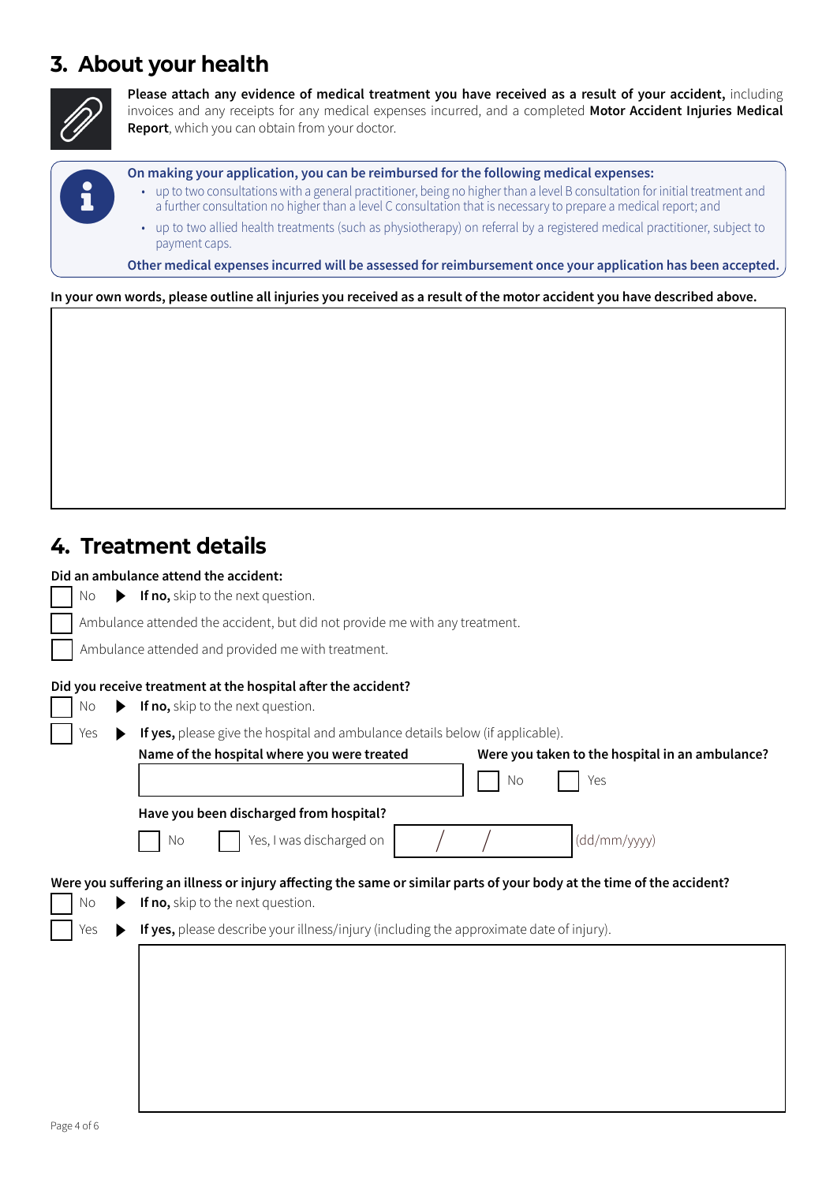## 3. About your health

**Please attach any evidence of medical treatment you have received as a result of your accident,** including invoices and any receipts for any medical expenses incurred, and a completed **Motor Accident Injuries Medical Report**, which you can obtain from your doctor.

**On making your application, you can be reimbursed for the following medical expenses:**

- up to two consultations with a general practitioner, being no higher than a level B consultation for initial treatment and a further consultation no higher than a level C consultation that is necessary to prepare a medical report; and
- up to two allied health treatments (such as physiotherapy) on referral by a registered medical practitioner, subject to payment caps.

**Other medical expenses incurred will be assessed for reimbursement once your application has been accepted.**

**In your own words, please outline all injuries you received as a result of the motor accident you have described above.**

## 4. Treatment details

**Did an ambulance attend the accident:**

☐ No ▶ **If no,** skip to the next question.

☐ Ambulance attended the accident, but did not provide me with any treatment.

☐ Ambulance attended and provided me with treatment.

**Did you receive treatment at the hospital after the accident?**

☐ No ▶ **If no,** skip to the next question.

☐ Yes ▶ **If yes,** please give the hospital and ambulance details below (if applicable).

**Name of the hospital where you were treated**

**Were you taken to the hospital in an ambulance?**

☐ No ☐ Yes

**Have you been discharged from hospital?**

☐ No ☐ Yes, I was discharged on &nbsp;&nbsp;/&nbsp;&nbsp;/&nbsp;&nbsp; (dd/mm/yyyy)

**Were you suffering an illness or injury affecting the same or similar parts of your body at the time of the accident?**

☐ No ▶ **If no,** skip to the next question.

☐ Yes ▶ **If yes,** please describe your illness/injury (including the approximate date of injury).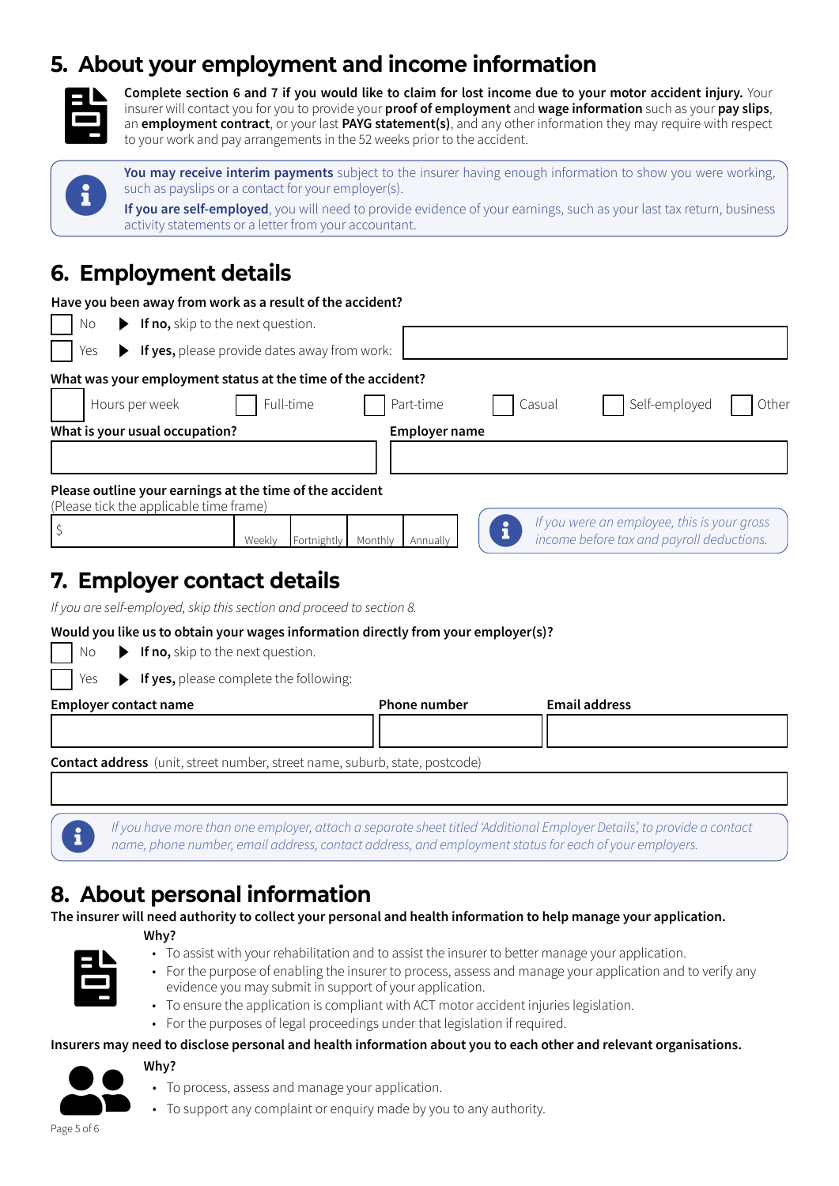## 5. About your employment and income information

**Complete section 6 and 7 if you would like to claim for lost income due to your motor accident injury.** Your insurer will contact you for you to provide your **proof of employment** and **wage information** such as your **pay slips**, an **employment contract**, or your last **PAYG statement(s)**, and any other information they may require with respect to your work and pay arrangements in the 52 weeks prior to the accident.

**You may receive interim payments** subject to the insurer having enough information to show you were working, such as payslips or a contact for your employer(s).

**If you are self-employed**, you will need to provide evidence of your earnings, such as your last tax return, business activity statements or a letter from your accountant.

## 6. Employment details

**Have you been away from work as a result of the accident?**

- ☐ No ▶ **If no,** skip to the next question.
- ☐ Yes ▶ **If yes,** please provide dates away from work: ____________________

**What was your employment status at the time of the accident?**

☐ Hours per week ☐ Full-time ☐ Part-time ☐ Casual ☐ Self-employed ☐ Other

| What is your usual occupation? | Employer name |
|---|---|
| | |

**Please outline your earnings at the time of the accident**
(Please tick the applicable time frame)

$ ____________ ☐ Weekly ☐ Fortnightly ☐ Monthly ☐ Annually

*If you were an employee, this is your gross income before tax and payroll deductions.*

## 7. Employer contact details

*If you are self-employed, skip this section and proceed to section 8.*

**Would you like us to obtain your wages information directly from your employer(s)?**

- ☐ No ▶ **If no,** skip to the next question.
- ☐ Yes ▶ **If yes,** please complete the following:

| Employer contact name | Phone number | Email address |
|---|---|---|
| | | |

**Contact address** (unit, street number, street name, suburb, state, postcode)

____________________

*If you have more than one employer, attach a separate sheet titled 'Additional Employer Details,' to provide a contact name, phone number, email address, contact address, and employment status for each of your employers.*

## 8. About personal information

**The insurer will need authority to collect your personal and health information to help manage your application.**

**Why?**

- To assist with your rehabilitation and to assist the insurer to better manage your application.
- For the purpose of enabling the insurer to process, assess and manage your application and to verify any evidence you may submit in support of your application.
- To ensure the application is compliant with ACT motor accident injuries legislation.
- For the purposes of legal proceedings under that legislation if required.

**Insurers may need to disclose personal and health information about you to each other and relevant organisations.**

**Why?**

- To process, assess and manage your application.
- To support any complaint or enquiry made by you to any authority.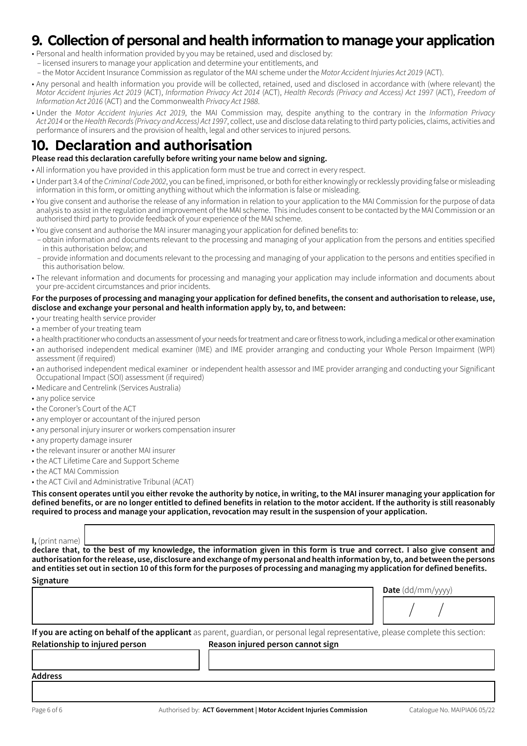## 9. Collection of personal and health information to manage your application

- Personal and health information provided by you may be retained, used and disclosed by:
  - licensed insurers to manage your application and determine your entitlements, and
  - the Motor Accident Insurance Commission as regulator of the MAI scheme under the *Motor Accident Injuries Act 2019* (ACT).
- Any personal and health information you provide will be collected, retained, used and disclosed in accordance with (where relevant) the *Motor Accident Injuries Act 2019* (ACT), *Information Privacy Act 2014* (ACT), *Health Records (Privacy and Access) Act 1997* (ACT), *Freedom of Information Act 2016* (ACT) and the Commonwealth *Privacy Act 1988*.
- Under the *Motor Accident Injuries Act 2019*, the MAI Commission may, despite anything to the contrary in the *Information Privacy Act 2014* or the *Health Records (Privacy and Access) Act 1997*, collect, use and disclose data relating to third party policies, claims, activities and performance of insurers and the provision of health, legal and other services to injured persons.

## 10. Declaration and authorisation

**Please read this declaration carefully before writing your name below and signing.**

- All information you have provided in this application form must be true and correct in every respect.
- Under part 3.4 of the *Criminal Code 2002*, you can be fined, imprisoned, or both for either knowingly or recklessly providing false or misleading information in this form, or omitting anything without which the information is false or misleading.
- You give consent and authorise the release of any information in relation to your application to the MAI Commission for the purpose of data analysis to assist in the regulation and improvement of the MAI scheme. This includes consent to be contacted by the MAI Commission or an authorised third party to provide feedback of your experience of the MAI scheme.
- You give consent and authorise the MAI insurer managing your application for defined benefits to:
  - obtain information and documents relevant to the processing and managing of your application from the persons and entities specified in this authorisation below; and
  - provide information and documents relevant to the processing and managing of your application to the persons and entities specified in this authorisation below.
- The relevant information and documents for processing and managing your application may include information and documents about your pre-accident circumstances and prior incidents.

**For the purposes of processing and managing your application for defined benefits, the consent and authorisation to release, use, disclose and exchange your personal and health information apply by, to, and between:**

- your treating health service provider
- a member of your treating team
- a health practitioner who conducts an assessment of your needs for treatment and care or fitness to work, including a medical or other examination
- an authorised independent medical examiner (IME) and IME provider arranging and conducting your Whole Person Impairment (WPI) assessment (if required)
- an authorised independent medical examiner or independent health assessor and IME provider arranging and conducting your Significant Occupational Impact (SOI) assessment (if required)
- Medicare and Centrelink (Services Australia)
- any police service
- the Coroner's Court of the ACT
- any employer or accountant of the injured person
- any personal injury insurer or workers compensation insurer
- any property damage insurer
- the relevant insurer or another MAI insurer
- the ACT Lifetime Care and Support Scheme
- the ACT MAI Commission
- the ACT Civil and Administrative Tribunal (ACAT)

**This consent operates until you either revoke the authority by notice, in writing, to the MAI insurer managing your application for defined benefits, or are no longer entitled to defined benefits in relation to the motor accident. If the authority is still reasonably required to process and manage your application, revocation may result in the suspension of your application.**

**I,** (print name) ____________________

**declare that, to the best of my knowledge, the information given in this form is true and correct. I also give consent and authorisation for the release, use, disclosure and exchange of my personal and health information by, to, and between the persons and entities set out in section 10 of this form for the purposes of processing and managing my application for defined benefits.**

**Signature** ____________________

**Date** (dd/mm/yyyy) / /

**If you are acting on behalf of the applicant** as parent, guardian, or personal legal representative, please complete this section:

**Relationship to injured person** ____________________

**Reason injured person cannot sign** ____________________

**Address** ____________________

Authorised by: **ACT Government | Motor Accident Injuries Commission**

Catalogue No. MAIPIA06 05/22